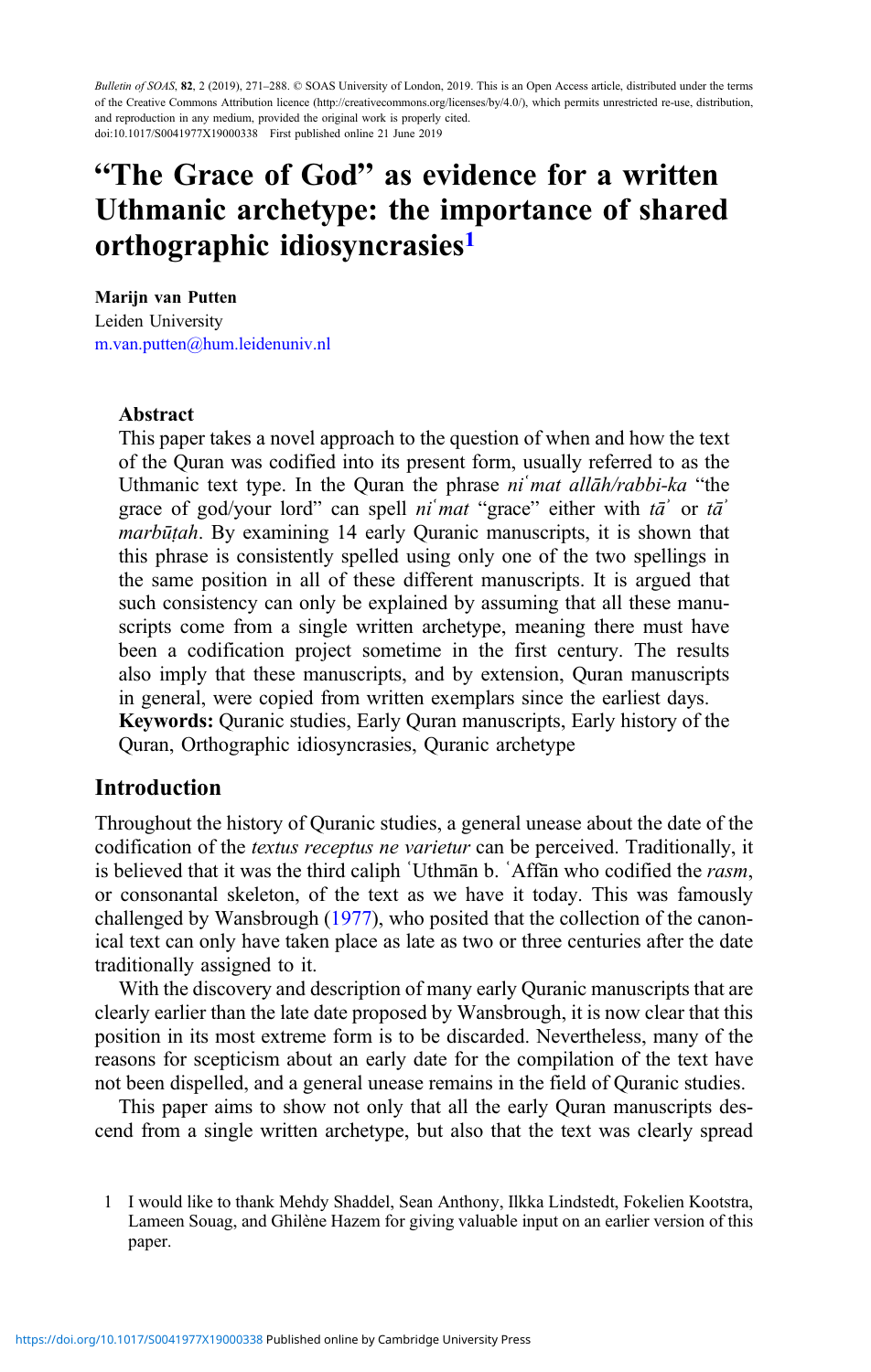# "The Grace of God" as evidence for a written Uthmanic archetype: the importance of shared orthographic idiosyncrasies[1]

**Marijn van Putten**
Leiden University
m.van.putten@hum.leidenuniv.nl

### Abstract

This paper takes a novel approach to the question of when and how the text of the Quran was codified into its present form, usually referred to as the Uthmanic text type. In the Quran the phrase *niʿmat allāh/rabbi-ka* "the grace of god/your lord" can spell *niʿmat* "grace" either with *tāʾ* or *tāʾ marbūṭah*. By examining 14 early Quranic manuscripts, it is shown that this phrase is consistently spelled using only one of the two spellings in the same position in all of these different manuscripts. It is argued that such consistency can only be explained by assuming that all these manuscripts come from a single written archetype, meaning there must have been a codification project sometime in the first century. The results also imply that these manuscripts, and by extension, Quran manuscripts in general, were copied from written exemplars since the earliest days.

**Keywords:** Quranic studies, Early Quran manuscripts, Early history of the Quran, Orthographic idiosyncrasies, Quranic archetype

## Introduction

Throughout the history of Quranic studies, a general unease about the date of the codification of the *textus receptus ne varietur* can be perceived. Traditionally, it is believed that it was the third caliph ʿUthmān b. ʿAffān who codified the *rasm*, or consonantal skeleton, of the text as we have it today. This was famously challenged by Wansbrough (1977), who posited that the collection of the canonical text can only have taken place as late as two or three centuries after the date traditionally assigned to it.

With the discovery and description of many early Quranic manuscripts that are clearly earlier than the late date proposed by Wansbrough, it is now clear that this position in its most extreme form is to be discarded. Nevertheless, many of the reasons for scepticism about an early date for the compilation of the text have not been dispelled, and a general unease remains in the field of Quranic studies.

This paper aims to show not only that all the early Quran manuscripts descend from a single written archetype, but also that the text was clearly spread

1 I would like to thank Mehdy Shaddel, Sean Anthony, Ilkka Lindstedt, Fokelien Kootstra, Lameen Souag, and Ghilène Hazem for giving valuable input on an earlier version of this paper.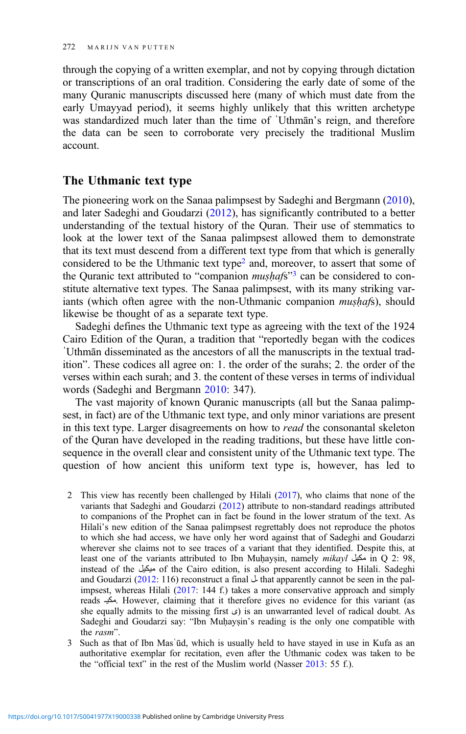through the copying of a written exemplar, and not by copying through dictation or transcriptions of an oral tradition. Considering the early date of some of the many Quranic manuscripts discussed here (many of which must date from the early Umayyad period), it seems highly unlikely that this written archetype was standardized much later than the time of ʿUthmān's reign, and therefore the data can be seen to corroborate very precisely the traditional Muslim account.

## The Uthmanic text type

The pioneering work on the Sanaa palimpsest by Sadeghi and Bergmann (2010), and later Sadeghi and Goudarzi (2012), has significantly contributed to a better understanding of the textual history of the Quran. Their use of stemmatics to look at the lower text of the Sanaa palimpsest allowed them to demonstrate that its text must descend from a different text type from that which is generally considered to be the Uthmanic text type[2] and, moreover, to assert that some of the Quranic text attributed to "companion *muṣḥaf*s"[3] can be considered to constitute alternative text types. The Sanaa palimpsest, with its many striking variants (which often agree with the non-Uthmanic companion *muṣḥaf*s), should likewise be thought of as a separate text type.

Sadeghi defines the Uthmanic text type as agreeing with the text of the 1924 Cairo Edition of the Quran, a tradition that "reportedly began with the codices ʿUthmān disseminated as the ancestors of all the manuscripts in the textual tradition". These codices all agree on: 1. the order of the surahs; 2. the order of the verses within each surah; and 3. the content of these verses in terms of individual words (Sadeghi and Bergmann 2010: 347).

The vast majority of known Quranic manuscripts (all but the Sanaa palimpsest, in fact) are of the Uthmanic text type, and only minor variations are present in this text type. Larger disagreements on how to *read* the consonantal skeleton of the Quran have developed in the reading traditions, but these have little consequence in the overall clear and consistent unity of the Uthmanic text type. The question of how ancient this uniform text type is, however, has led to

---

2 This view has recently been challenged by Hilali (2017), who claims that none of the variants that Sadeghi and Goudarzi (2012) attribute to non-standard readings attributed to companions of the Prophet can in fact be found in the lower stratum of the text. As Hilali's new edition of the Sanaa palimpsest regrettably does not reproduce the photos to which she had access, we have only her word against that of Sadeghi and Goudarzi wherever she claims not to see traces of a variant that they identified. Despite this, at least one of the variants attributed to Ibn Muḥayṣin, namely *mikayl* مكيل in Q 2: 98, instead of the ميكيل of the Cairo edition, is also present according to Hilali. Sadeghi and Goudarzi (2012: 116) reconstruct a final ـل that apparently cannot be seen in the palimpsest, whereas Hilali (2017: 144 f.) takes a more conservative approach and simply reads مكيـ. However, claiming that it therefore gives no evidence for this variant (as she equally admits to the missing first ى) is an unwarranted level of radical doubt. As Sadeghi and Goudarzi say: "Ibn Muḥayṣin's reading is the only one compatible with the *rasm*".

3 Such as that of Ibn Masʿūd, which is usually held to have stayed in use in Kufa as an authoritative exemplar for recitation, even after the Uthmanic codex was taken to be the "official text" in the rest of the Muslim world (Nasser 2013: 55 f.).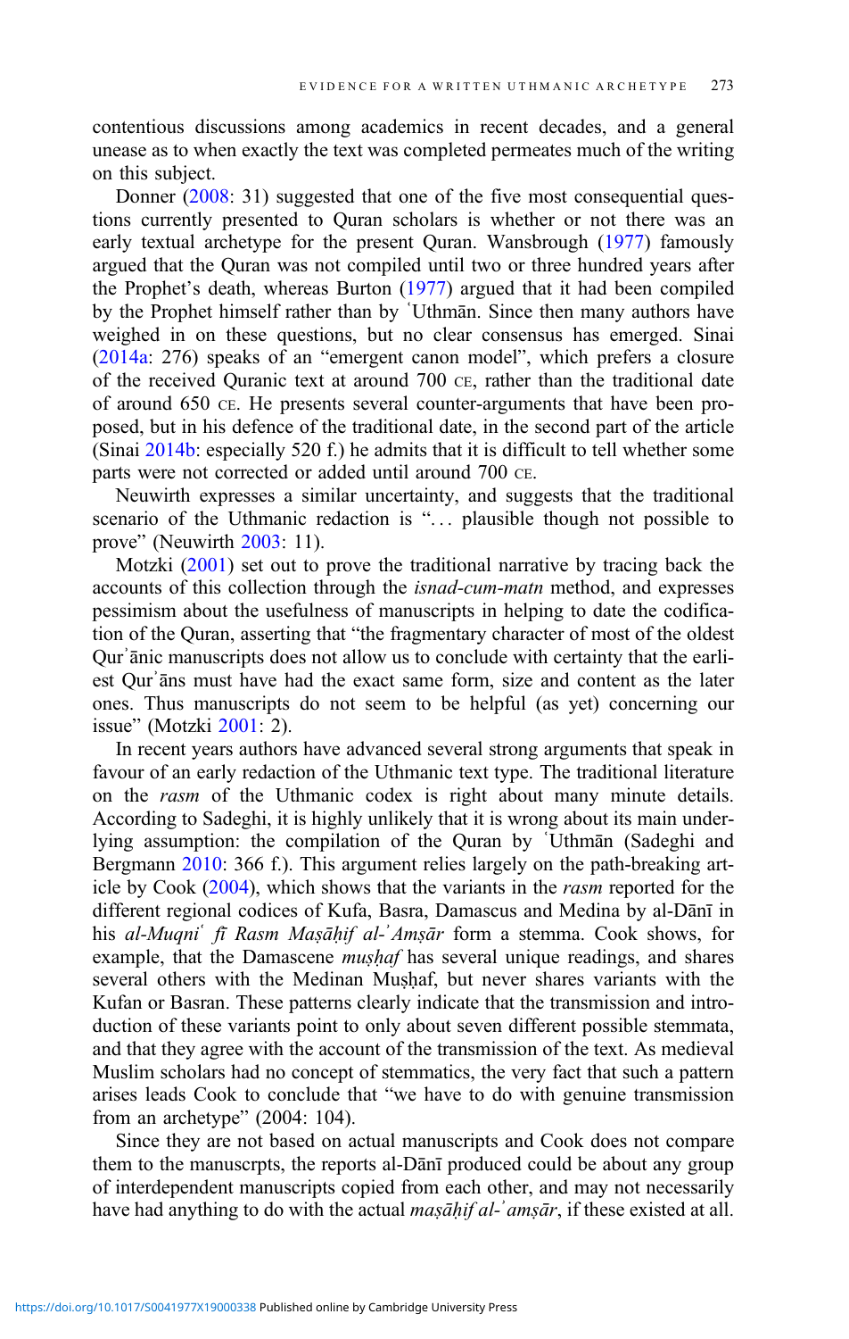contentious discussions among academics in recent decades, and a general unease as to when exactly the text was completed permeates much of the writing on this subject.

Donner (2008: 31) suggested that one of the five most consequential questions currently presented to Quran scholars is whether or not there was an early textual archetype for the present Quran. Wansbrough (1977) famously argued that the Quran was not compiled until two or three hundred years after the Prophet's death, whereas Burton (1977) argued that it had been compiled by the Prophet himself rather than by ʿUthmān. Since then many authors have weighed in on these questions, but no clear consensus has emerged. Sinai (2014a: 276) speaks of an "emergent canon model", which prefers a closure of the received Quranic text at around 700 CE, rather than the traditional date of around 650 CE. He presents several counter-arguments that have been proposed, but in his defence of the traditional date, in the second part of the article (Sinai 2014b: especially 520 f.) he admits that it is difficult to tell whether some parts were not corrected or added until around 700 CE.

Neuwirth expresses a similar uncertainty, and suggests that the traditional scenario of the Uthmanic redaction is "… plausible though not possible to prove" (Neuwirth 2003: 11).

Motzki (2001) set out to prove the traditional narrative by tracing back the accounts of this collection through the *isnad-cum-matn* method, and expresses pessimism about the usefulness of manuscripts in helping to date the codification of the Quran, asserting that "the fragmentary character of most of the oldest Qurʾānic manuscripts does not allow us to conclude with certainty that the earliest Qurʾāns must have had the exact same form, size and content as the later ones. Thus manuscripts do not seem to be helpful (as yet) concerning our issue" (Motzki 2001: 2).

In recent years authors have advanced several strong arguments that speak in favour of an early redaction of the Uthmanic text type. The traditional literature on the *rasm* of the Uthmanic codex is right about many minute details. According to Sadeghi, it is highly unlikely that it is wrong about its main underlying assumption: the compilation of the Quran by ʿUthmān (Sadeghi and Bergmann 2010: 366 f.). This argument relies largely on the path-breaking article by Cook (2004), which shows that the variants in the *rasm* reported for the different regional codices of Kufa, Basra, Damascus and Medina by al-Dānī in his *al-Muqniʿ fī Rasm Maṣāḥif al-ʾAmṣār* form a stemma. Cook shows, for example, that the Damascene *muṣḥaf* has several unique readings, and shares several others with the Medinan Muṣḥaf, but never shares variants with the Kufan or Basran. These patterns clearly indicate that the transmission and introduction of these variants point to only about seven different possible stemmata, and that they agree with the account of the transmission of the text. As medieval Muslim scholars had no concept of stemmatics, the very fact that such a pattern arises leads Cook to conclude that "we have to do with genuine transmission from an archetype" (2004: 104).

Since they are not based on actual manuscripts and Cook does not compare them to the manuscrpts, the reports al-Dānī produced could be about any group of interdependent manuscripts copied from each other, and may not necessarily have had anything to do with the actual *maṣāḥif al-ʾamṣār*, if these existed at all.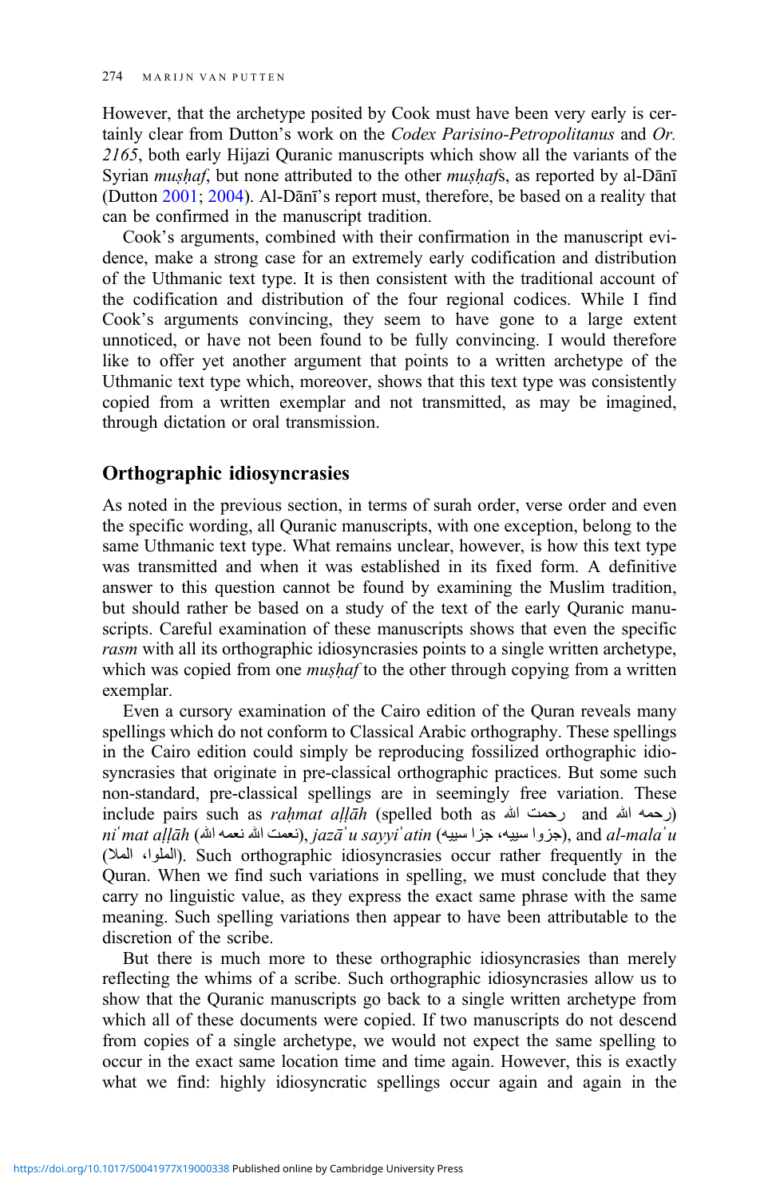However, that the archetype posited by Cook must have been very early is certainly clear from Dutton's work on the *Codex Parisino-Petropolitanus* and *Or. 2165*, both early Hijazi Quranic manuscripts which show all the variants of the Syrian *muṣḥaf*, but none attributed to the other *muṣḥaf*s, as reported by al-Dānī (Dutton 2001; 2004). Al-Dānī's report must, therefore, be based on a reality that can be confirmed in the manuscript tradition.

Cook's arguments, combined with their confirmation in the manuscript evidence, make a strong case for an extremely early codification and distribution of the Uthmanic text type. It is then consistent with the traditional account of the codification and distribution of the four regional codices. While I find Cook's arguments convincing, they seem to have gone to a large extent unnoticed, or have not been found to be fully convincing. I would therefore like to offer yet another argument that points to a written archetype of the Uthmanic text type which, moreover, shows that this text type was consistently copied from a written exemplar and not transmitted, as may be imagined, through dictation or oral transmission.

## Orthographic idiosyncrasies

As noted in the previous section, in terms of surah order, verse order and even the specific wording, all Quranic manuscripts, with one exception, belong to the same Uthmanic text type. What remains unclear, however, is how this text type was transmitted and when it was established in its fixed form. A definitive answer to this question cannot be found by examining the Muslim tradition, but should rather be based on a study of the text of the early Quranic manuscripts. Careful examination of these manuscripts shows that even the specific *rasm* with all its orthographic idiosyncrasies points to a single written archetype, which was copied from one *muṣḥaf* to the other through copying from a written exemplar.

Even a cursory examination of the Cairo edition of the Quran reveals many spellings which do not conform to Classical Arabic orthography. These spellings in the Cairo edition could simply be reproducing fossilized orthographic idiosyncrasies that originate in pre-classical orthographic practices. But some such non-standard, pre-classical spellings are in seemingly free variation. These include pairs such as *raḥmat aḷḷāh* (spelled both as رحمت الله and رحمه الله) *niʿmat aḷḷāh* (نعمت الله نعمه الله), *jazāʾu sayyiʾatin* (جزوا سييه، جزا سييه), and *al-malaʾu* (الملوا، الملا). Such orthographic idiosyncrasies occur rather frequently in the Quran. When we find such variations in spelling, we must conclude that they carry no linguistic value, as they express the exact same phrase with the same meaning. Such spelling variations then appear to have been attributable to the discretion of the scribe.

But there is much more to these orthographic idiosyncrasies than merely reflecting the whims of a scribe. Such orthographic idiosyncrasies allow us to show that the Quranic manuscripts go back to a single written archetype from which all of these documents were copied. If two manuscripts do not descend from copies of a single archetype, we would not expect the same spelling to occur in the exact same location time and time again. However, this is exactly what we find: highly idiosyncratic spellings occur again and again in the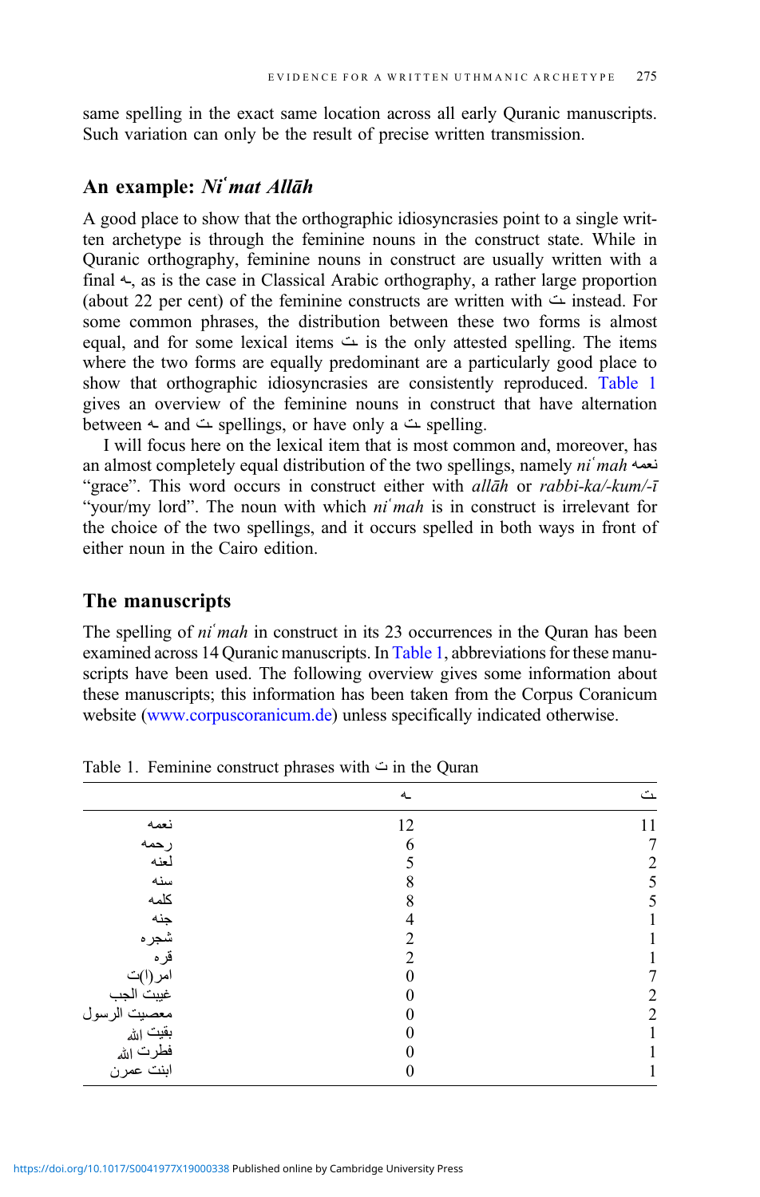same spelling in the exact same location across all early Quranic manuscripts. Such variation can only be the result of precise written transmission.

## An example: *Niʿmat Allāh*

A good place to show that the orthographic idiosyncrasies point to a single written archetype is through the feminine nouns in the construct state. While in Quranic orthography, feminine nouns in construct are usually written with a final ـه, as is the case in Classical Arabic orthography, a rather large proportion (about 22 per cent) of the feminine constructs are written with ـت instead. For some common phrases, the distribution between these two forms is almost equal, and for some lexical items ـت is the only attested spelling. The items where the two forms are equally predominant are a particularly good place to show that orthographic idiosyncrasies are consistently reproduced. Table 1 gives an overview of the feminine nouns in construct that have alternation between ـه and ـت spellings, or have only a ـت spelling.

I will focus here on the lexical item that is most common and, moreover, has an almost completely equal distribution of the two spellings, namely *niʿmah* نعمه "grace". This word occurs in construct either with *allāh* or *rabbi-ka/-kum/-ī* "your/my lord". The noun with which *niʿmah* is in construct is irrelevant for the choice of the two spellings, and it occurs spelled in both ways in front of either noun in the Cairo edition.

## The manuscripts

The spelling of *niʿmah* in construct in its 23 occurrences in the Quran has been examined across 14 Quranic manuscripts. In Table 1, abbreviations for these manuscripts have been used. The following overview gives some information about these manuscripts; this information has been taken from the Corpus Coranicum website (www.corpuscoranicum.de) unless specifically indicated otherwise.

Table 1. Feminine construct phrases with ـت in the Quran

| | ـه | ـت |
|---|---|---|
| نعمه | 12 | 11 |
| رحمه | 6 | 7 |
| لعنه | 5 | 2 |
| سنه | 8 | 5 |
| كلمه | 8 | 5 |
| جنه | 4 | 1 |
| شجره | 2 | 1 |
| قره | 2 | 1 |
| امر(ا)ت | 0 | 7 |
| غيبت الجب | 0 | 2 |
| معصيت الرسول | 0 | 2 |
| بقيت الله | 0 | 1 |
| فطرت الله | 0 | 1 |
| ابنت عمرن | 0 | 1 |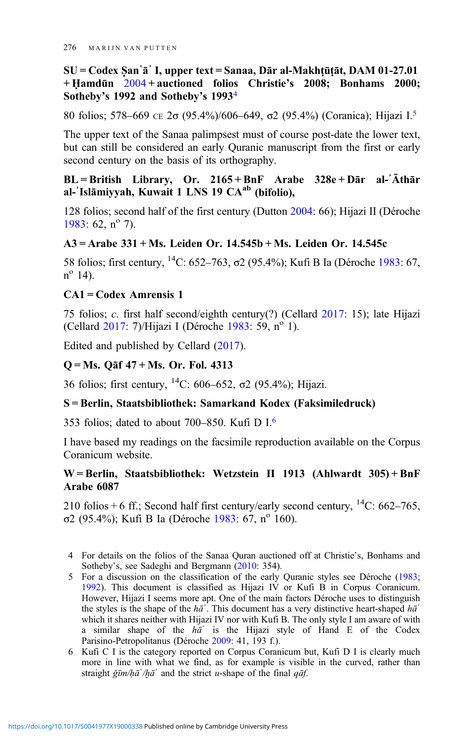**SU = Codex Ṣanʿāʾ I, upper text = Sanaa, Dār al-Makhṭūṭāt, DAM 01-27.01 + Ḥamdūn 2004 + auctioned folios Christie's 2008; Bonhams 2000; Sotheby's 1992 and Sotheby's 1993**[4]

80 folios; 578–669 CE 2σ (95.4%)/606–649, σ2 (95.4%) (Coranica); Hijazi I.[5]

The upper text of the Sanaa palimpsest must of course post-date the lower text, but can still be considered an early Quranic manuscript from the first or early second century on the basis of its orthography.

**BL = British Library, Or. 2165 + BnF Arabe 328e + Dār al-ʾĀthār al-ʾIslāmiyyah, Kuwait 1 LNS 19 CA[ab] (bifolio),**

128 folios; second half of the first century (Dutton 2004: 66); Hijazi II (Déroche 1983: 62, n° 7).

**A3 = Arabe 331 + Ms. Leiden Or. 14.545b + Ms. Leiden Or. 14.545c**

58 folios; first century, $^{14}$C: 652–763, σ2 (95.4%); Kufi B Ia (Déroche 1983: 67, n° 14).

**CA1 = Codex Amrensis 1**

75 folios; *c.* first half second/eighth century(?) (Cellard 2017: 15); late Hijazi (Cellard 2017: 7)/Hijazi I (Déroche 1983: 59, n° 1).

Edited and published by Cellard (2017).

**Q = Ms. Qāf 47 + Ms. Or. Fol. 4313**

36 folios; first century, $^{14}$C: 606–652, σ2 (95.4%); Hijazi.

**S = Berlin, Staatsbibliothek: Samarkand Kodex (Faksimiledruck)**

353 folios; dated to about 700–850. Kufi D I.[6]

I have based my readings on the facsimile reproduction available on the Corpus Coranicum website.

**W = Berlin, Staatsbibliothek: Wetzstein II 1913 (Ahlwardt 305) + BnF Arabe 6087**

210 folios + 6 ff.; Second half first century/early second century, $^{14}$C: 662–765, σ2 (95.4%); Kufi B Ia (Déroche 1983: 67, n° 160).

---

4 For details on the folios of the Sanaa Quran auctioned off at Christie's, Bonhams and Sotheby's, see Sadeghi and Bergmann (2010: 354).

5 For a discussion on the classification of the early Quranic styles see Déroche (1983; 1992). This document is classified as Hijazi IV or Kufi B in Corpus Coranicum. However, Hijazi I seems more apt. One of the main factors Déroche uses to distinguish the styles is the shape of the *hāʾ*. This document has a very distinctive heart-shaped *hāʾ* which it shares neither with Hijazi IV nor with Kufi B. The only style I am aware of with a similar shape of the *hāʾ* is the Hijazi style of Hand E of the Codex Parisino-Petropolitanus (Déroche 2009: 41, 193 f.).

6 Kufi C I is the category reported on Corpus Coranicum but, Kufi D I is clearly much more in line with what we find, as for example is visible in the curved, rather than straight *ǧīm/ḥāʾ/ḫāʾ* and the strict *u*-shape of the final *qāf*.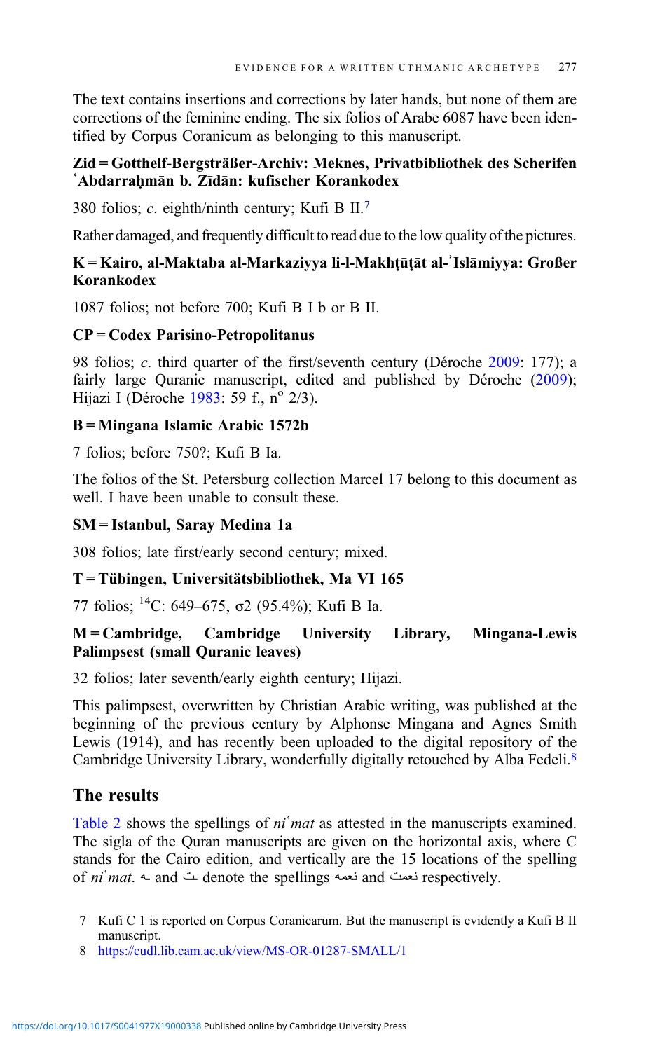The text contains insertions and corrections by later hands, but none of them are corrections of the feminine ending. The six folios of Arabe 6087 have been identified by Corpus Coranicum as belonging to this manuscript.

**Zid = Gotthelf-Bergsträßer-Archiv: Meknes, Privatbibliothek des Scherifen ʿAbdarraḥmān b. Zīdān: kufischer Korankodex**

380 folios; *c.* eighth/ninth century; Kufi B II.[7]

Rather damaged, and frequently difficult to read due to the low quality of the pictures.

**K = Kairo, al-Maktaba al-Markaziyya li-l-Makhṭūṭāt al-ʾIslāmiyya: Großer Korankodex**

1087 folios; not before 700; Kufi B I b or B II.

**CP = Codex Parisino-Petropolitanus**

98 folios; *c.* third quarter of the first/seventh century (Déroche 2009: 177); a fairly large Quranic manuscript, edited and published by Déroche (2009); Hijazi I (Déroche 1983: 59 f., n° 2/3).

**B = Mingana Islamic Arabic 1572b**

7 folios; before 750?; Kufi B Ia.

The folios of the St. Petersburg collection Marcel 17 belong to this document as well. I have been unable to consult these.

**SM = Istanbul, Saray Medina 1a**

308 folios; late first/early second century; mixed.

**T = Tübingen, Universitätsbibliothek, Ma VI 165**

77 folios; $^{14}$C: 649–675, σ2 (95.4%); Kufi B Ia.

**M = Cambridge, Cambridge University Library, Mingana-Lewis Palimpsest (small Quranic leaves)**

32 folios; later seventh/early eighth century; Hijazi.

This palimpsest, overwritten by Christian Arabic writing, was published at the beginning of the previous century by Alphonse Mingana and Agnes Smith Lewis (1914), and has recently been uploaded to the digital repository of the Cambridge University Library, wonderfully digitally retouched by Alba Fedeli.[8]

## The results

Table 2 shows the spellings of *niʿmat* as attested in the manuscripts examined. The sigla of the Quran manuscripts are given on the horizontal axis, where C stands for the Cairo edition, and vertically are the 15 locations of the spelling of *niʿmat*. ـه and ـت denote the spellings نعمه and نعمت respectively.

7 Kufi C 1 is reported on Corpus Coranicarum. But the manuscript is evidently a Kufi B II manuscript.

8 https://cudl.lib.cam.ac.uk/view/MS-OR-01287-SMALL/1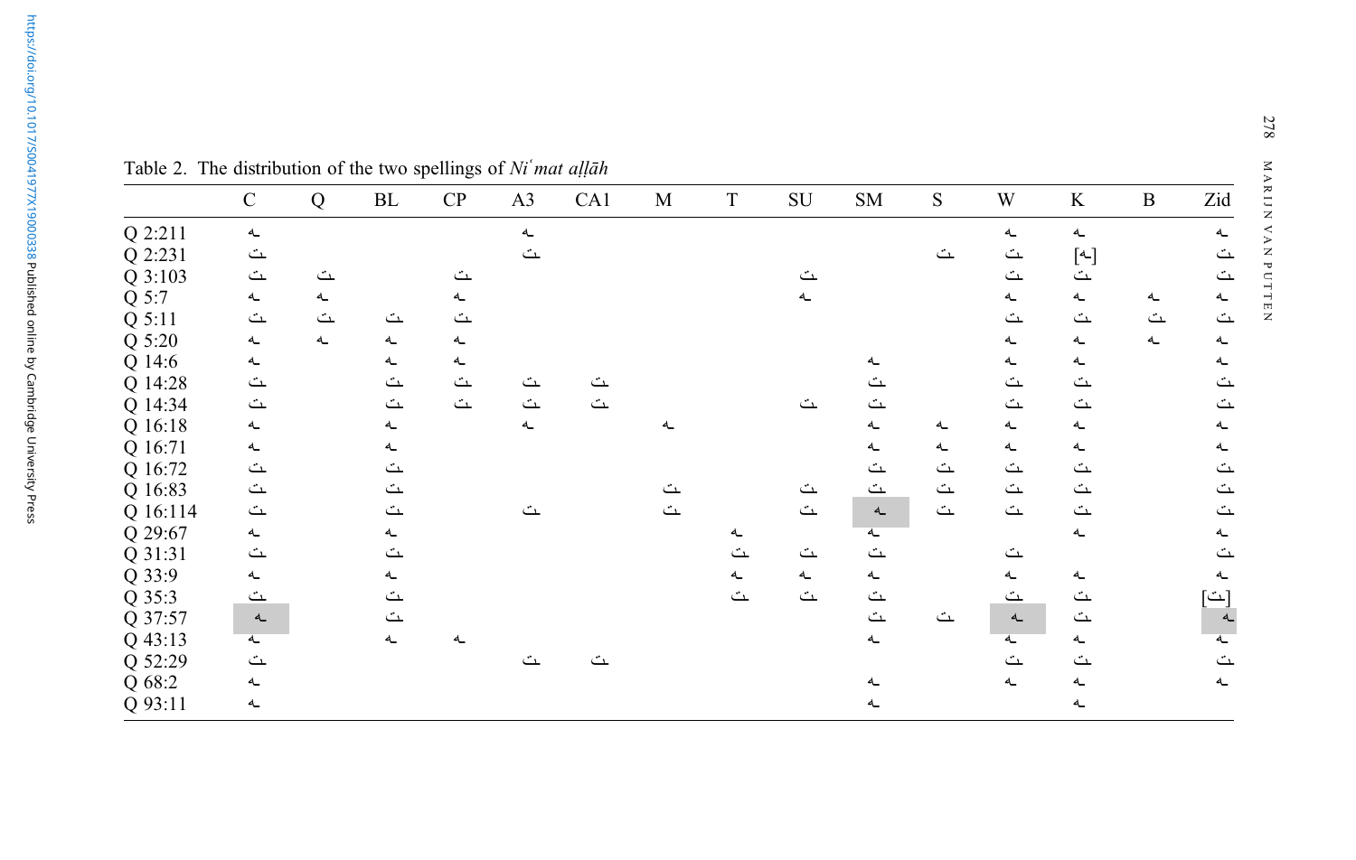Table 2. The distribution of the two spellings of *Niʿmat aḷḷāh*

| | C | Q | BL | CP | A3 | CA1 | M | T | SU | SM | S | W | K | B | Zid |
|---|---|---|---|---|---|---|---|---|---|---|---|---|---|---|---|
| Q 2:211 | ـه | | | | ـه | | | | | | | ـه | ـه | | ـه |
| Q 2:231 | ـت | | | | ـت | | | | | | ـت | ـت | [ـه] | | ـت |
| Q 3:103 | ـت | ـت | | ـت | | | | | ـت | | | ـت | ـت | | ـت |
| Q 5:7 | ـه | ـه | | ـه | | | | | ـه | | | ـه | ـه | ـه | ـه |
| Q 5:11 | ـت | ـت | ـت | ـت | | | | | | | | ـت | ـت | ـت | ـت |
| Q 5:20 | ـه | ـه | ـه | ـه | | | | | | | | ـه | ـه | ـه | ـه |
| Q 14:6 | ـه | | ـه | ـه | | | | | | ـه | | ـه | ـه | | ـه |
| Q 14:28 | ـت | | ـت | ـت | ـت | ـت | | | | ـت | | ـت | ـت | | ـت |
| Q 14:34 | ـت | | ـت | ـت | ـت | ـت | | | ـت | ـت | | ـت | ـت | | ـت |
| Q 16:18 | ـه | | ـه | | ـه | | ـه | | | ـه | ـه | ـه | ـه | | ـه |
| Q 16:71 | ـه | | ـه | | | | | | | ـه | ـه | ـه | ـه | | ـه |
| Q 16:72 | ـت | | ـت | | | | | | | ـت | ـت | ـت | ـت | | ـت |
| Q 16:83 | ـت | | ـت | | | | ـت | | ـت | ـت | ـت | ـت | ـت | | ـت |
| Q 16:114 | ـت | | ـت | | ـت | | ـت | | ـت | ـه | ـت | ـت | ـت | | ـت |
| Q 29:67 | ـه | | ـه | | | | | ـه | | ـه | | | ـه | | ـه |
| Q 31:31 | ـت | | ـت | | | | | ـت | ـت | ـت | | ـت | | | ـت |
| Q 33:9 | ـه | | ـه | | | | | ـه | ـه | ـه | | ـه | ـه | | ـه |
| Q 35:3 | ـت | | ـت | | | | | ـت | ـت | ـت | | ـت | ـت | | [ـت] |
| Q 37:57 | ـه | | ـت | | | | | | | ـت | ـت | ـه | ـت | | ـه |
| Q 43:13 | ـه | | ـه | ـه | | | | | | ـه | | ـه | ـه | | ـه |
| Q 52:29 | ـت | | | | ـت | ـت | | | | | | ـت | ـت | | ـت |
| Q 68:2 | ـه | | | | | | | | | ـه | | ـه | ـه | | ـه |
| Q 93:11 | ـه | | | | | | | | | ـه | | | ـه | | |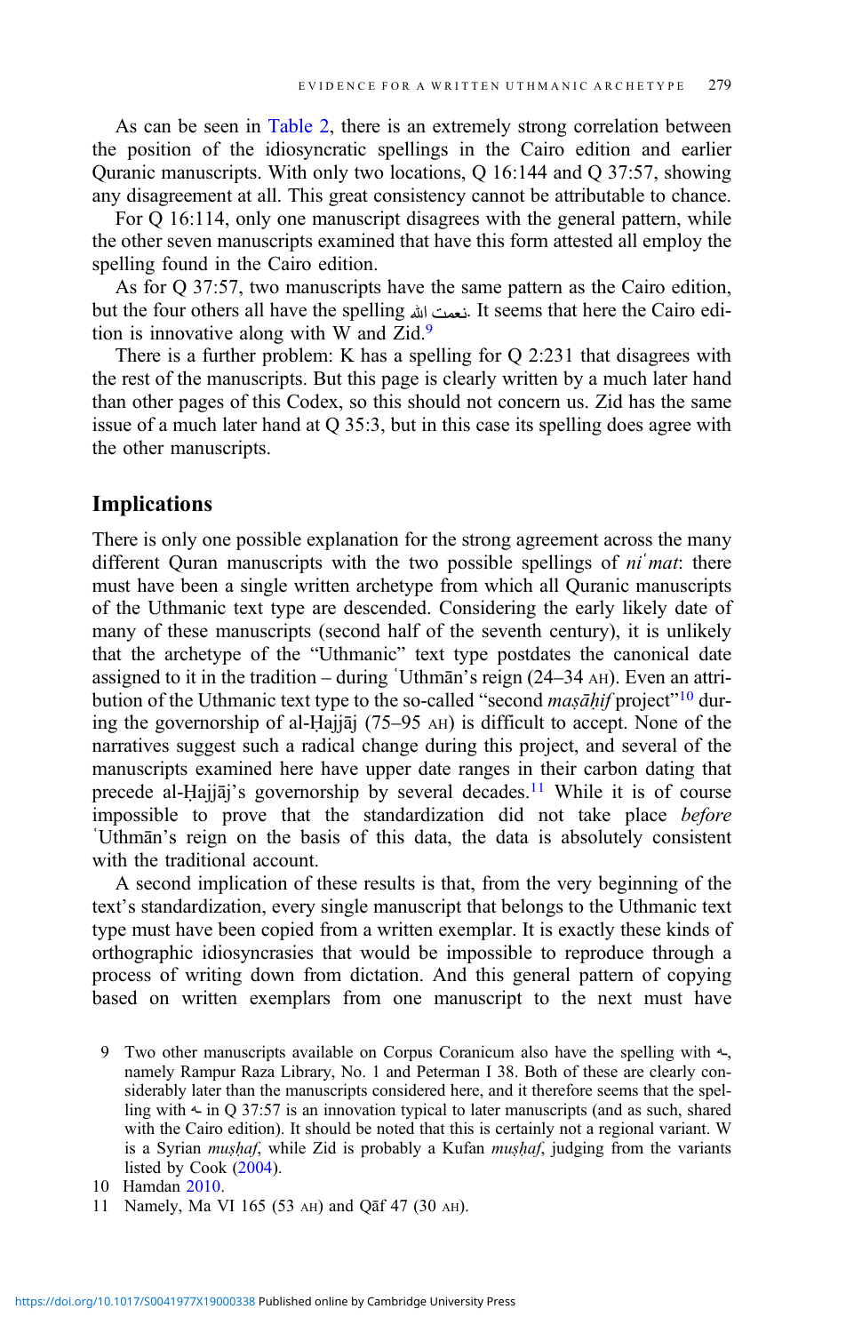As can be seen in Table 2, there is an extremely strong correlation between the position of the idiosyncratic spellings in the Cairo edition and earlier Quranic manuscripts. With only two locations, Q 16:144 and Q 37:57, showing any disagreement at all. This great consistency cannot be attributable to chance.

For Q 16:114, only one manuscript disagrees with the general pattern, while the other seven manuscripts examined that have this form attested all employ the spelling found in the Cairo edition.

As for Q 37:57, two manuscripts have the same pattern as the Cairo edition, but the four others all have the spelling نعمت الله. It seems that here the Cairo edition is innovative along with W and Zid.[9]

There is a further problem: K has a spelling for Q 2:231 that disagrees with the rest of the manuscripts. But this page is clearly written by a much later hand than other pages of this Codex, so this should not concern us. Zid has the same issue of a much later hand at Q 35:3, but in this case its spelling does agree with the other manuscripts.

## Implications

There is only one possible explanation for the strong agreement across the many different Quran manuscripts with the two possible spellings of *niʿmat*: there must have been a single written archetype from which all Quranic manuscripts of the Uthmanic text type are descended. Considering the early likely date of many of these manuscripts (second half of the seventh century), it is unlikely that the archetype of the "Uthmanic" text type postdates the canonical date assigned to it in the tradition – during ʿUthmān's reign (24–34 AH). Even an attribution of the Uthmanic text type to the so-called "second *maṣāḥif* project"[10] during the governorship of al-Ḥajjāj (75–95 AH) is difficult to accept. None of the narratives suggest such a radical change during this project, and several of the manuscripts examined here have upper date ranges in their carbon dating that precede al-Ḥajjāj's governorship by several decades.[11] While it is of course impossible to prove that the standardization did not take place *before* ʿUthmān's reign on the basis of this data, the data is absolutely consistent with the traditional account.

A second implication of these results is that, from the very beginning of the text's standardization, every single manuscript that belongs to the Uthmanic text type must have been copied from a written exemplar. It is exactly these kinds of orthographic idiosyncrasies that would be impossible to reproduce through a process of writing down from dictation. And this general pattern of copying based on written exemplars from one manuscript to the next must have

9 Two other manuscripts available on Corpus Coranicum also have the spelling with ـه, namely Rampur Raza Library, No. 1 and Peterman I 38. Both of these are clearly considerably later than the manuscripts considered here, and it therefore seems that the spelling with ـه in Q 37:57 is an innovation typical to later manuscripts (and as such, shared with the Cairo edition). It should be noted that this is certainly not a regional variant. W is a Syrian *muṣḥaf*, while Zid is probably a Kufan *muṣḥaf*, judging from the variants listed by Cook (2004).

10 Hamdan 2010.

11 Namely, Ma VI 165 (53 AH) and Qāf 47 (30 AH).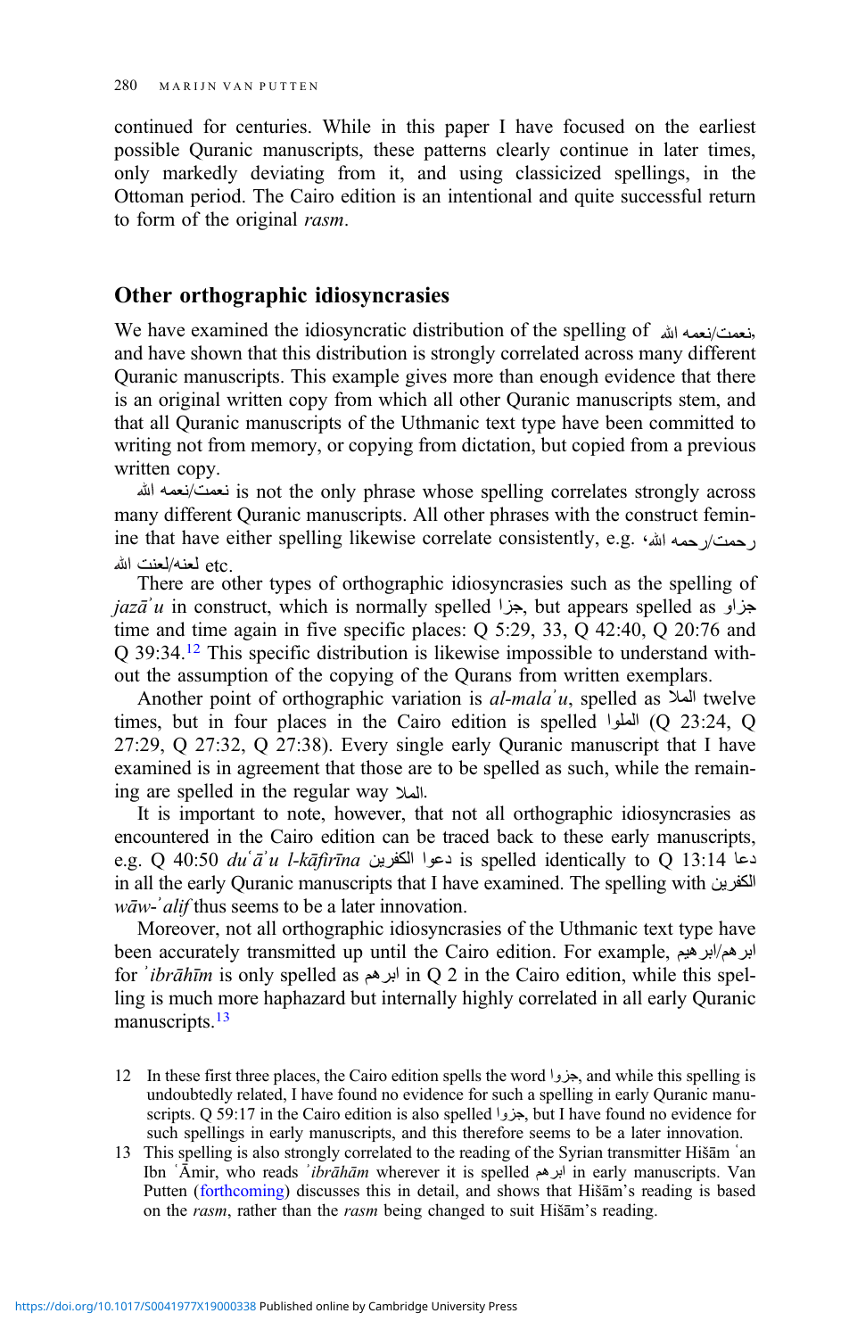continued for centuries. While in this paper I have focused on the earliest possible Quranic manuscripts, these patterns clearly continue in later times, only markedly deviating from it, and using classicized spellings, in the Ottoman period. The Cairo edition is an intentional and quite successful return to form of the original *rasm*.

## Other orthographic idiosyncrasies

We have examined the idiosyncratic distribution of the spelling of نعمت/نعمه الله, and have shown that this distribution is strongly correlated across many different Quranic manuscripts. This example gives more than enough evidence that there is an original written copy from which all other Quranic manuscripts stem, and that all Quranic manuscripts of the Uthmanic text type have been committed to writing not from memory, or copying from dictation, but copied from a previous written copy.

نعمت/نعمه الله is not the only phrase whose spelling correlates strongly across many different Quranic manuscripts. All other phrases with the construct feminine that have either spelling likewise correlate consistently, e.g. رحمت/رحمه الله, لعنه/لعنت الله etc.

There are other types of orthographic idiosyncrasies such as the spelling of *jazāʾu* in construct, which is normally spelled جزا, but appears spelled as جزاو time and time again in five specific places: Q 5:29, 33, Q 42:40, Q 20:76 and Q 39:34.[12] This specific distribution is likewise impossible to understand without the assumption of the copying of the Qurans from written exemplars.

Another point of orthographic variation is *al-malaʾu*, spelled as الملا twelve times, but in four places in the Cairo edition is spelled الملوا (Q 23:24, Q 27:29, Q 27:32, Q 27:38). Every single early Quranic manuscript that I have examined is in agreement that those are to be spelled as such, while the remaining are spelled in the regular way الملا.

It is important to note, however, that not all orthographic idiosyncrasies as encountered in the Cairo edition can be traced back to these early manuscripts, e.g. Q 40:50 *duʿāʾu l-kāfirīna* دعوا الكفرين is spelled identically to Q 13:14 دعا الكفرين in all the early Quranic manuscripts that I have examined. The spelling with *wāw-ʾalif* thus seems to be a later innovation.

Moreover, not all orthographic idiosyncrasies of the Uthmanic text type have been accurately transmitted up until the Cairo edition. For example, ابرهم/ابرهيم for *ʾibrāhīm* is only spelled as ابرهم in Q 2 in the Cairo edition, while this spelling is much more haphazard but internally highly correlated in all early Quranic manuscripts.[13]

12 In these first three places, the Cairo edition spells the word جزؤا, and while this spelling is undoubtedly related, I have found no evidence for such a spelling in early Quranic manuscripts. Q 59:17 in the Cairo edition is also spelled جزؤا, but I have found no evidence for such spellings in early manuscripts, and this therefore seems to be a later innovation.

13 This spelling is also strongly correlated to the reading of the Syrian transmitter Hišām ʿan Ibn ʿĀmir, who reads *ʾibrāhām* wherever it is spelled ابرهم in early manuscripts. Van Putten (forthcoming) discusses this in detail, and shows that Hišām's reading is based on the *rasm*, rather than the *rasm* being changed to suit Hišām's reading.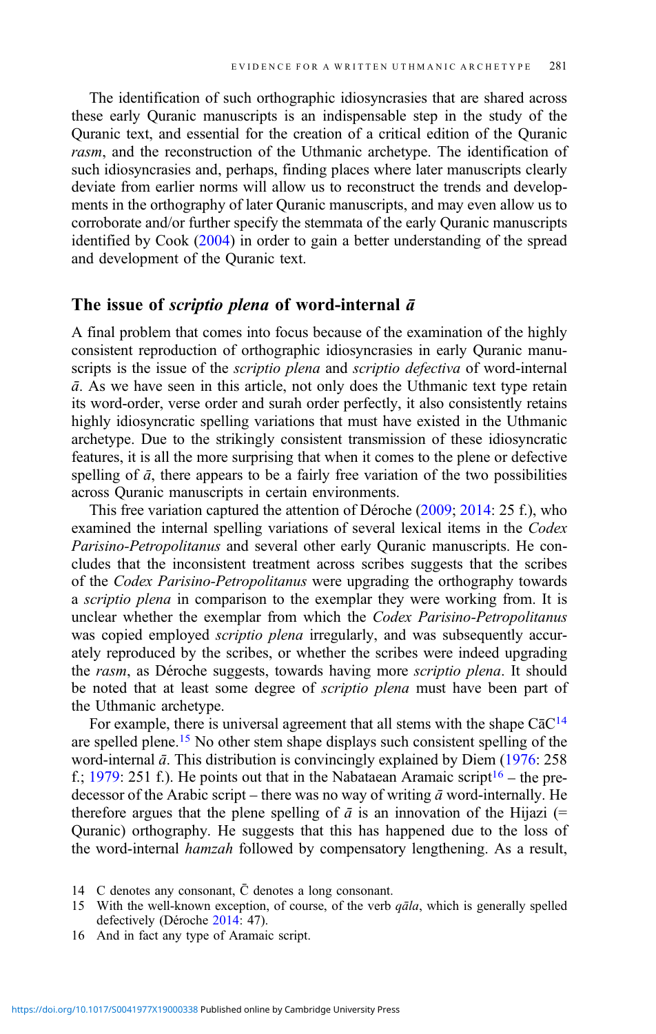The identification of such orthographic idiosyncrasies that are shared across these early Quranic manuscripts is an indispensable step in the study of the Quranic text, and essential for the creation of a critical edition of the Quranic *rasm*, and the reconstruction of the Uthmanic archetype. The identification of such idiosyncrasies and, perhaps, finding places where later manuscripts clearly deviate from earlier norms will allow us to reconstruct the trends and developments in the orthography of later Quranic manuscripts, and may even allow us to corroborate and/or further specify the stemmata of the early Quranic manuscripts identified by Cook (2004) in order to gain a better understanding of the spread and development of the Quranic text.

## The issue of *scriptio plena* of word-internal *ā*

A final problem that comes into focus because of the examination of the highly consistent reproduction of orthographic idiosyncrasies in early Quranic manuscripts is the issue of the *scriptio plena* and *scriptio defectiva* of word-internal *ā*. As we have seen in this article, not only does the Uthmanic text type retain its word-order, verse order and surah order perfectly, it also consistently retains highly idiosyncratic spelling variations that must have existed in the Uthmanic archetype. Due to the strikingly consistent transmission of these idiosyncratic features, it is all the more surprising that when it comes to the plene or defective spelling of *ā*, there appears to be a fairly free variation of the two possibilities across Quranic manuscripts in certain environments.

This free variation captured the attention of Déroche (2009; 2014: 25 f.), who examined the internal spelling variations of several lexical items in the *Codex Parisino-Petropolitanus* and several other early Quranic manuscripts. He concludes that the inconsistent treatment across scribes suggests that the scribes of the *Codex Parisino-Petropolitanus* were upgrading the orthography towards a *scriptio plena* in comparison to the exemplar they were working from. It is unclear whether the exemplar from which the *Codex Parisino-Petropolitanus* was copied employed *scriptio plena* irregularly, and was subsequently accurately reproduced by the scribes, or whether the scribes were indeed upgrading the *rasm*, as Déroche suggests, towards having more *scriptio plena*. It should be noted that at least some degree of *scriptio plena* must have been part of the Uthmanic archetype.

For example, there is universal agreement that all stems with the shape CāC̄[14] are spelled plene.[15] No other stem shape displays such consistent spelling of the word-internal *ā*. This distribution is convincingly explained by Diem (1976: 258 f.; 1979: 251 f.). He points out that in the Nabataean Aramaic script[16] – the predecessor of the Arabic script – there was no way of writing *ā* word-internally. He therefore argues that the plene spelling of *ā* is an innovation of the Hijazi (= Quranic) orthography. He suggests that this has happened due to the loss of the word-internal *hamzah* followed by compensatory lengthening. As a result,

14 C denotes any consonant, C̄ denotes a long consonant.

15 With the well-known exception, of course, of the verb *qāla*, which is generally spelled defectively (Déroche 2014: 47).

16 And in fact any type of Aramaic script.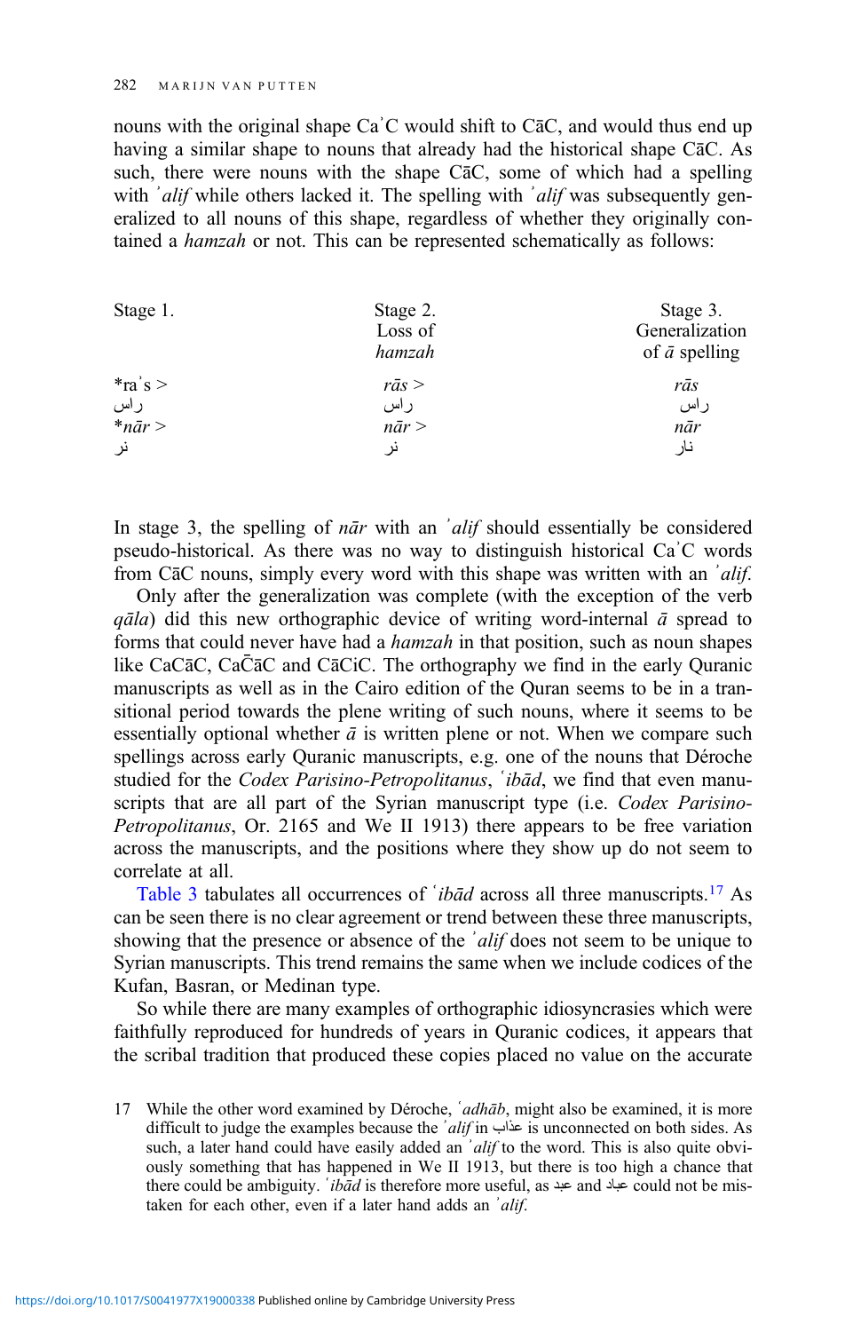nouns with the original shape Caʾ C would shift to CāC, and would thus end up having a similar shape to nouns that already had the historical shape CāC. As such, there were nouns with the shape CāC, some of which had a spelling with *ʾalif* while others lacked it. The spelling with *ʾalif* was subsequently generalized to all nouns of this shape, regardless of whether they originally contained a *hamzah* or not. This can be represented schematically as follows:

| Stage 1. | Stage 2. Loss of *hamzah* | Stage 3. Generalization of *ā* spelling |
|---|---|---|
| *raʾs > | *rās* > | *rās* |
| راس | راس | راس |
| **nār* > | *nār* > | *nār* |
| نر | نر | نار |

In stage 3, the spelling of *nār* with an *ʾalif* should essentially be considered pseudo-historical. As there was no way to distinguish historical Caʾ C words from CāC nouns, simply every word with this shape was written with an *ʾalif*.

Only after the generalization was complete (with the exception of the verb *qāla*) did this new orthographic device of writing word-internal *ā* spread to forms that could never have had a *hamzah* in that position, such as noun shapes like CaCāC, CaC̄āC and CāCiC. The orthography we find in the early Quranic manuscripts as well as in the Cairo edition of the Quran seems to be in a transitional period towards the plene writing of such nouns, where it seems to be essentially optional whether *ā* is written plene or not. When we compare such spellings across early Quranic manuscripts, e.g. one of the nouns that Déroche studied for the *Codex Parisino-Petropolitanus*, *ʿibād*, we find that even manuscripts that are all part of the Syrian manuscript type (i.e. *Codex Parisino-Petropolitanus*, Or. 2165 and We II 1913) there appears to be free variation across the manuscripts, and the positions where they show up do not seem to correlate at all.

Table 3 tabulates all occurrences of *ʿibād* across all three manuscripts.[17] As can be seen there is no clear agreement or trend between these three manuscripts, showing that the presence or absence of the *ʾalif* does not seem to be unique to Syrian manuscripts. This trend remains the same when we include codices of the Kufan, Basran, or Medinan type.

So while there are many examples of orthographic idiosyncrasies which were faithfully reproduced for hundreds of years in Quranic codices, it appears that the scribal tradition that produced these copies placed no value on the accurate

17 While the other word examined by Déroche, *ʿadhāb*, might also be examined, it is more difficult to judge the examples because the *ʾalif* in عذاب is unconnected on both sides. As such, a later hand could have easily added an *ʾalif* to the word. This is also quite obviously something that has happened in We II 1913, but there is too high a chance that there could be ambiguity. *ʿibād* is therefore more useful, as عبد and عباد could not be mistaken for each other, even if a later hand adds an *ʾalif*.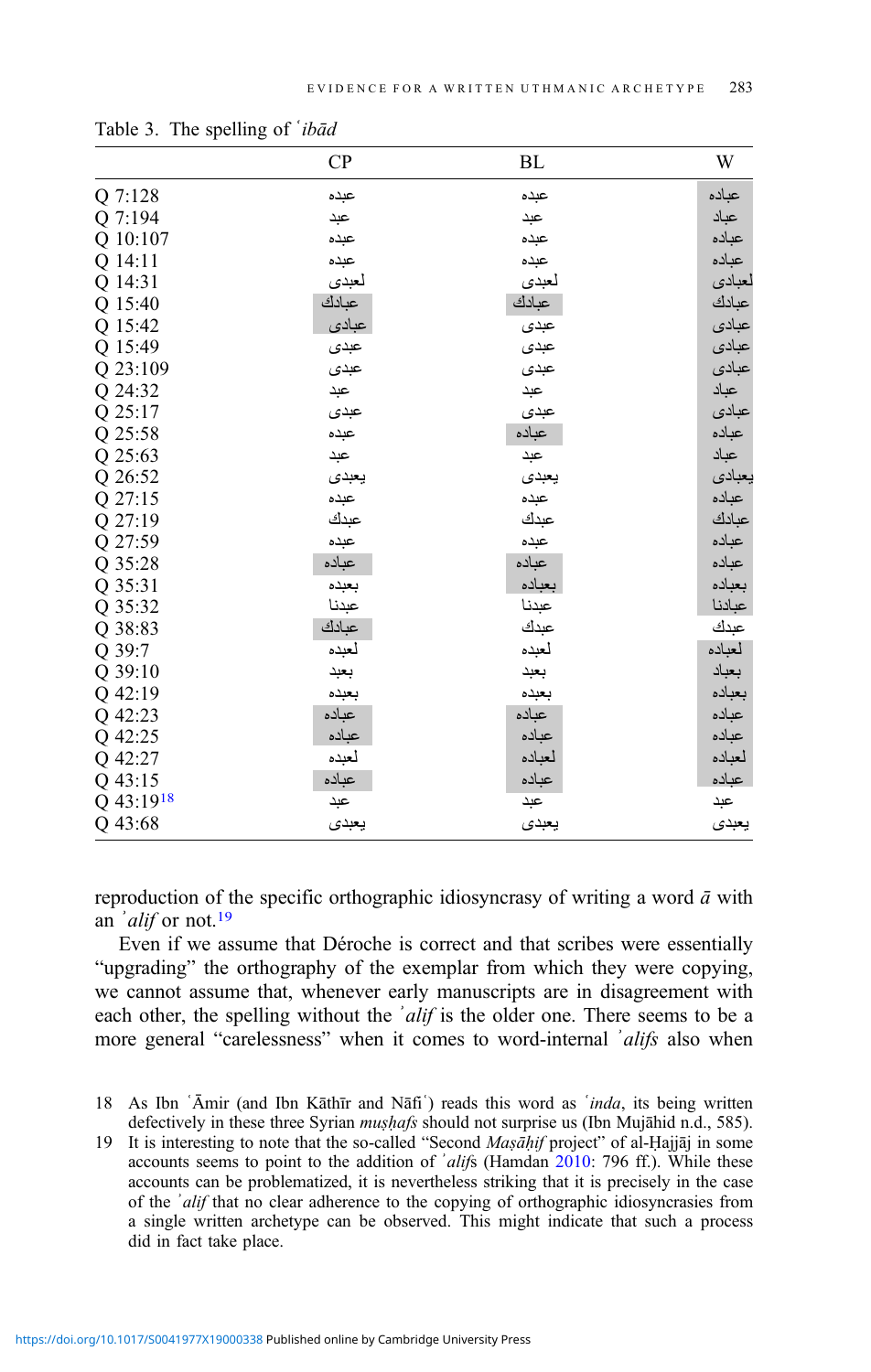Table 3. The spelling of *ʿibād*

| | CP | BL | W |
|---|---|---|---|
| Q 7:128 | عبده | عبده | عباده |
| Q 7:194 | عبد | عبد | عباد |
| Q 10:107 | عبده | عبده | عباده |
| Q 14:11 | عبده | عبده | عباده |
| Q 14:31 | لعبدى | لعبدى | لعبادى |
| Q 15:40 | عبادك | عبادك | عبادك |
| Q 15:42 | عبادى | عبدى | عبادى |
| Q 15:49 | عبدى | عبدى | عبادى |
| Q 23:109 | عبدى | عبدى | عبادى |
| Q 24:32 | عبد | عبد | عباد |
| Q 25:17 | عبدى | عبدى | عبادى |
| Q 25:58 | عبده | عباده | عباده |
| Q 25:63 | عبد | عبد | عباد |
| Q 26:52 | يعبدى | يعبدى | يعبادى |
| Q 27:15 | عبده | عبده | عباده |
| Q 27:19 | عبدك | عبدك | عبادك |
| Q 27:59 | عبده | عبده | عباده |
| Q 35:28 | عباده | عباده | عباده |
| Q 35:31 | بعبده | بعباده | بعباده |
| Q 35:32 | عبدنا | عبدنا | عبادنا |
| Q 38:83 | عبادك | عبدك | عبدك |
| Q 39:7 | لعبده | لعبده | لعباده |
| Q 39:10 | يعبد | يعبد | يعباد |
| Q 42:19 | بعبده | بعبده | بعباده |
| Q 42:23 | عباده | عباده | عباده |
| Q 42:25 | عباده | عباده | عباده |
| Q 42:27 | لعبده | لعباده | لعباده |
| Q 43:15 | عباده | عباده | عباده |
| Q 43:19[18] | عبد | عبد | عبد |
| Q 43:68 | يعبدى | يعبدى | يعبدى |

reproduction of the specific orthographic idiosyncrasy of writing a word *ā* with an *ʾalif* or not.[19]

Even if we assume that Déroche is correct and that scribes were essentially "upgrading" the orthography of the exemplar from which they were copying, we cannot assume that, whenever early manuscripts are in disagreement with each other, the spelling without the *ʾalif* is the older one. There seems to be a more general "carelessness" when it comes to word-internal *ʾalifs* also when

18 As Ibn ʿĀmir (and Ibn Kāthīr and Nāfiʿ) reads this word as *ʿinda*, its being written defectively in these three Syrian *muṣḥafs* should not surprise us (Ibn Mujāhid n.d., 585).

19 It is interesting to note that the so-called "Second *Maṣāḥif* project" of al-Ḥajjāj in some accounts seems to point to the addition of *ʾalifs* (Hamdan 2010: 796 ff.). While these accounts can be problematized, it is nevertheless striking that it is precisely in the case of the *ʾalif* that no clear adherence to the copying of orthographic idiosyncrasies from a single written archetype can be observed. This might indicate that such a process did in fact take place.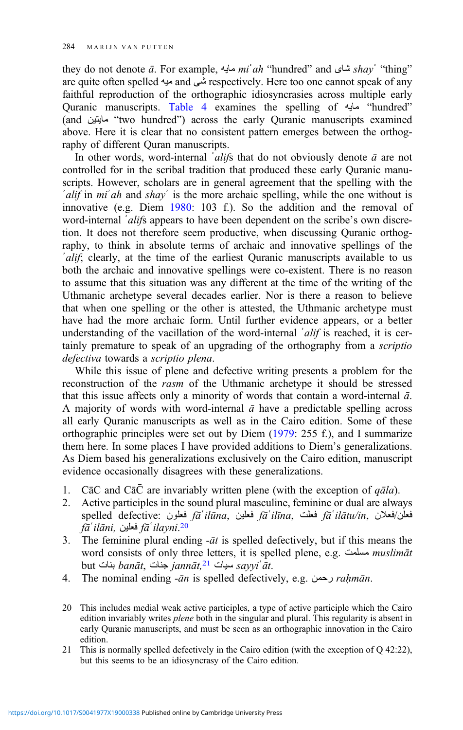they do not denote *ā*. For example, مايه *miʾah* "hundred" and شاى *shayʾ* "thing" are quite often spelled ميه and شى respectively. Here too one cannot speak of any faithful reproduction of the orthographic idiosyncrasies across multiple early Quranic manuscripts. Table 4 examines the spelling of مايه "hundred" (and مايتين "two hundred") across the early Quranic manuscripts examined above. Here it is clear that no consistent pattern emerges between the orthography of different Quran manuscripts.

In other words, word-internal *ʿalif*s that do not obviously denote *ā* are not controlled for in the scribal tradition that produced these early Quranic manuscripts. However, scholars are in general agreement that the spelling with the *ʾalif* in *miʾah* and *shayʾ* is the more archaic spelling, while the one without is innovative (e.g. Diem 1980: 103 f.). So the addition and the removal of word-internal *ʾalif*s appears to have been dependent on the scribe's own discretion. It does not therefore seem productive, when discussing Quranic orthography, to think in absolute terms of archaic and innovative spellings of the *ʾalif*; clearly, at the time of the earliest Quranic manuscripts available to us both the archaic and innovative spellings were co-existent. There is no reason to assume that this situation was any different at the time of the writing of the Uthmanic archetype several decades earlier. Nor is there a reason to believe that when one spelling or the other is attested, the Uthmanic archetype must have had the more archaic form. Until further evidence appears, or a better understanding of the vacillation of the word-internal *ʾalif* is reached, it is certainly premature to speak of an upgrading of the orthography from a *scriptio defectiva* towards a *scriptio plena*.

While this issue of plene and defective writing presents a problem for the reconstruction of the *rasm* of the Uthmanic archetype it should be stressed that this issue affects only a minority of words that contain a word-internal *ā*. A majority of words with word-internal *ā* have a predictable spelling across all early Quranic manuscripts as well as in the Cairo edition. Some of these orthographic principles were set out by Diem (1979: 255 f.), and I summarize them here. In some places I have provided additions to Diem's generalizations. As Diem based his generalizations exclusively on the Cairo edition, manuscript evidence occasionally disagrees with these generalizations.

1. CāC and CāC̄ are invariably written plene (with the exception of *qāla*).
2. Active participles in the sound plural masculine, feminine or dual are always spelled defective: فعلون *fāʿilūna*, فعلين *fāʿilīna*, فعلت *fāʿilātu/in*, فعلن/فعلان *fāʿilāni*, فعلين *fāʿilayni*.[20]
3. The feminine plural ending *-āt* is spelled defectively, but if this means the word consists of only three letters, it is spelled plene, e.g. مسلمت *muslimāt* but بنات *banāt*, جنات *jannāt*,[21] سيات *sayyiʾāt*.
4. The nominal ending *-ān* is spelled defectively, e.g. رحمن *raḥmān*.

20 This includes medial weak active participles, a type of active participle which the Cairo edition invariably writes *plene* both in the singular and plural. This regularity is absent in early Quranic manuscripts, and must be seen as an orthographic innovation in the Cairo edition.

21 This is normally spelled defectively in the Cairo edition (with the exception of Q 42:22), but this seems to be an idiosyncrasy of the Cairo edition.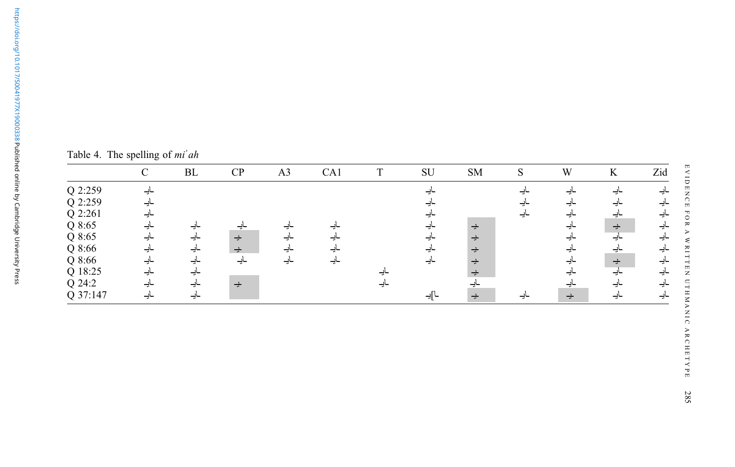Table 4. The spelling of *miʾah*

| | C | BL | CP | A3 | CA1 | T | SU | SM | S | W | K | Zid |
|---|---|---|---|---|---|---|---|---|---|---|---|---|
| Q 2:259 | ماية | | | | | | ماية | | ماية | ماية | ماية | ماية |
| Q 2:259 | ماية | | | | | | ماية | | ماية | ماية | ماية | ماية |
| Q 2:261 | ماية | | | | | | ماية | | ماية | ماية | ماية | ماية |
| Q 8:65 | ماية | ماية | ماية | ماية | ماية | | ماية | مية | | ماية | مية | ماية |
| Q 8:65 | ماية | ماية | مية | ماية | ماية | | ماية | مية | | ماية | ماية | ماية |
| Q 8:66 | ماية | ماية | مية | ماية | ماية | | ماية | مية | | ماية | ماية | ماية |
| Q 8:66 | ماية | ماية | ماية | ماية | ماية | | ماية | مية | | ماية | مية | ماية |
| Q 18:25 | ماية | ماية | | | | ماية | | مية | | ماية | ماية | ماية |
| Q 24:2 | ماية | ماية | مية | | | ماية | | ماية | | ماية | ماية | ماية |
| Q 37:147 | ماية | ماية | | | | | م[ا]ية | مية | ماية | مية | ماية | ماية |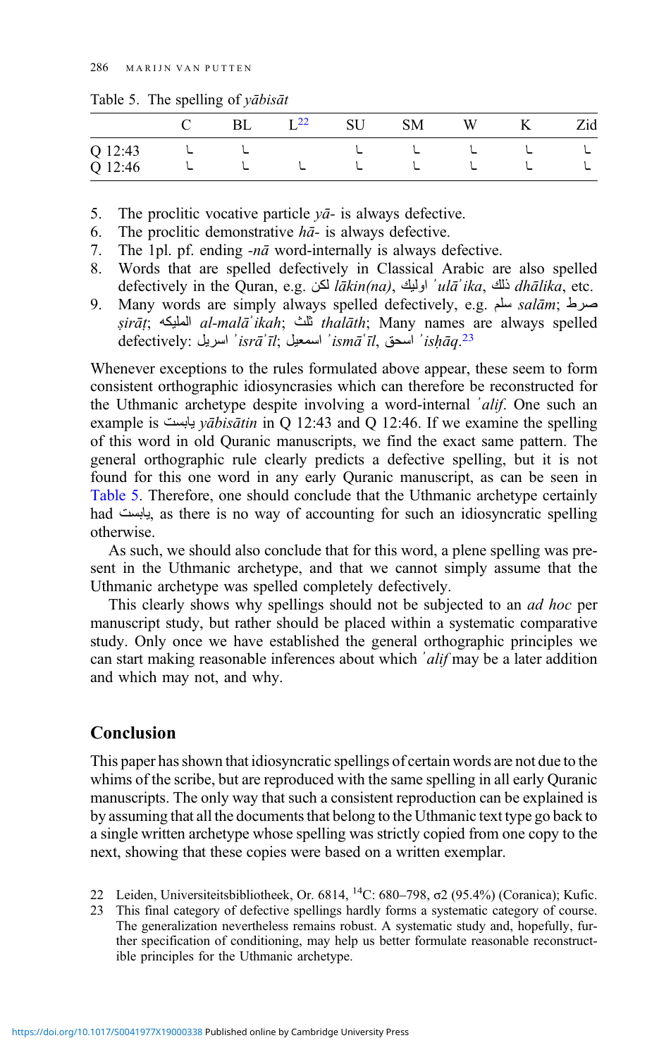Table 5. The spelling of *yābisāt*

|  | C | BL | L[22] | SU | SM | W | K | Zid |
|---|---|---|---|---|---|---|---|---|
| Q 12:43 | ᒪ | ᒪ |  | ᒪ | ᒪ | ᒪ | ᒪ | ᒪ |
| Q 12:46 | ᒪ | ᒪ | ᒪ | ᒪ | ᒪ | ᒪ | ᒪ | ᒪ |

5. The proclitic vocative particle *yā-* is always defective.
6. The proclitic demonstrative *hā-* is always defective.
7. The 1pl. pf. ending *-nā* word-internally is always defective.
8. Words that are spelled defectively in Classical Arabic are also spelled defectively in the Quran, e.g. لكن *lākin(na)*, اوليك *ʾulāʾika*, ذلك *dhālika*, etc.
9. Many words are simply always spelled defectively, e.g. سلم *salām*; صرط *ṣirāṭ*; المليكه *al-malāʾikah*; ثلث *thalāth*; Many names are always spelled defectively: اسريل *ʾisrāʾīl*; اسمعيل *ʾismāʿīl*, اسحق *ʾisḥāq*.[23]

Whenever exceptions to the rules formulated above appear, these seem to form consistent orthographic idiosyncrasies which can therefore be reconstructed for the Uthmanic archetype despite involving a word-internal *ʾalif*. One such an example is يابست *yābisātin* in Q 12:43 and Q 12:46. If we examine the spelling of this word in old Quranic manuscripts, we find the exact same pattern. The general orthographic rule clearly predicts a defective spelling, but it is not found for this one word in any early Quranic manuscript, as can be seen in Table 5. Therefore, one should conclude that the Uthmanic archetype certainly had يابست, as there is no way of accounting for such an idiosyncratic spelling otherwise.

As such, we should also conclude that for this word, a plene spelling was present in the Uthmanic archetype, and that we cannot simply assume that the Uthmanic archetype was spelled completely defectively.

This clearly shows why spellings should not be subjected to an *ad hoc* per manuscript study, but rather should be placed within a systematic comparative study. Only once we have established the general orthographic principles we can start making reasonable inferences about which *ʾalif* may be a later addition and which may not, and why.

## Conclusion

This paper has shown that idiosyncratic spellings of certain words are not due to the whims of the scribe, but are reproduced with the same spelling in all early Quranic manuscripts. The only way that such a consistent reproduction can be explained is by assuming that all the documents that belong to the Uthmanic text type go back to a single written archetype whose spelling was strictly copied from one copy to the next, showing that these copies were based on a written exemplar.

22 Leiden, Universiteitsbibliotheek, Or. 6814, $^{14}$C: 680–798, σ2 (95.4%) (Coranica); Kufic.

23 This final category of defective spellings hardly forms a systematic category of course. The generalization nevertheless remains robust. A systematic study and, hopefully, further specification of conditioning, may help us better formulate reasonable reconstructible principles for the Uthmanic archetype.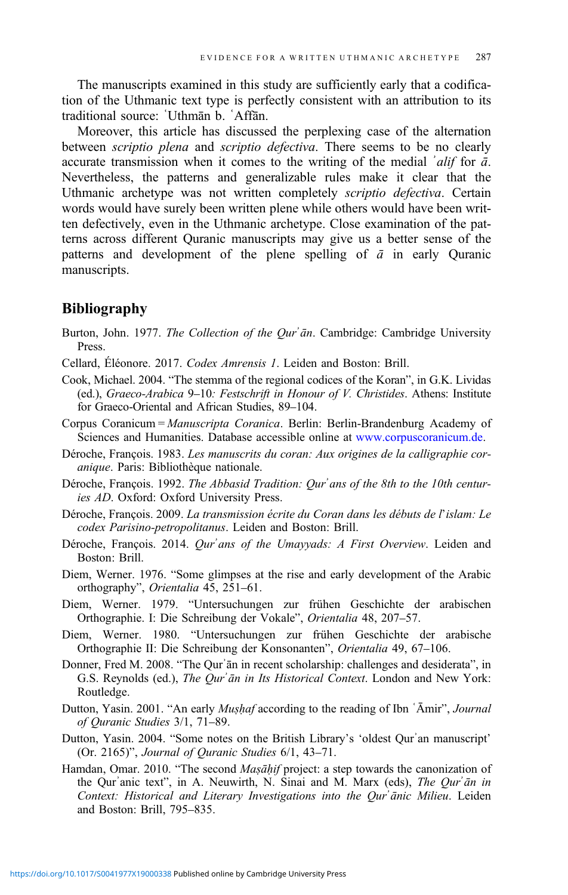The manuscripts examined in this study are sufficiently early that a codification of the Uthmanic text type is perfectly consistent with an attribution to its traditional source: ʿUthmān b. ʿAffān.

Moreover, this article has discussed the perplexing case of the alternation between *scriptio plena* and *scriptio defectiva*. There seems to be no clearly accurate transmission when it comes to the writing of the medial *ʾalif* for *ā*. Nevertheless, the patterns and generalizable rules make it clear that the Uthmanic archetype was not written completely *scriptio defectiva*. Certain words would have surely been written plene while others would have been written defectively, even in the Uthmanic archetype. Close examination of the patterns across different Quranic manuscripts may give us a better sense of the patterns and development of the plene spelling of *ā* in early Quranic manuscripts.

## Bibliography

Burton, John. 1977. *The Collection of the Qurʾān*. Cambridge: Cambridge University Press.

Cellard, Éléonore. 2017. *Codex Amrensis 1*. Leiden and Boston: Brill.

Cook, Michael. 2004. "The stemma of the regional codices of the Koran", in G.K. Lividas (ed.), *Graeco-Arabica* 9–10*: Festschrift in Honour of V. Christides*. Athens: Institute for Graeco-Oriental and African Studies, 89–104.

Corpus Coranicum = *Manuscripta Coranica*. Berlin: Berlin-Brandenburg Academy of Sciences and Humanities. Database accessible online at www.corpuscoranicum.de.

Déroche, François. 1983. *Les manuscrits du coran: Aux origines de la calligraphie coranique*. Paris: Bibliothèque nationale.

Déroche, François. 1992. *The Abbasid Tradition: Qurʾans of the 8th to the 10th centuries AD*. Oxford: Oxford University Press.

Déroche, François. 2009. *La transmission écrite du Coran dans les débuts de l'islam: Le codex Parisino-petropolitanus*. Leiden and Boston: Brill.

Déroche, François. 2014. *Qurʾans of the Umayyads: A First Overview*. Leiden and Boston: Brill.

Diem, Werner. 1976. "Some glimpses at the rise and early development of the Arabic orthography", *Orientalia* 45, 251–61.

Diem, Werner. 1979. "Untersuchungen zur frühen Geschichte der arabischen Orthographie. I: Die Schreibung der Vokale", *Orientalia* 48, 207–57.

Diem, Werner. 1980. "Untersuchungen zur frühen Geschichte der arabische Orthographie II: Die Schreibung der Konsonanten", *Orientalia* 49, 67–106.

Donner, Fred M. 2008. "The Qurʾān in recent scholarship: challenges and desiderata", in G.S. Reynolds (ed.), *The Qurʾān in Its Historical Context*. London and New York: Routledge.

Dutton, Yasin. 2001. "An early *Muṣḥaf* according to the reading of Ibn ʿĀmir", *Journal of Quranic Studies* 3/1, 71–89.

Dutton, Yasin. 2004. "Some notes on the British Library's 'oldest Qurʾan manuscript' (Or. 2165)", *Journal of Quranic Studies* 6/1, 43–71.

Hamdan, Omar. 2010. "The second *Maṣāḥif* project: a step towards the canonization of the Qurʾanic text", in A. Neuwirth, N. Sinai and M. Marx (eds), *The Qurʾān in Context: Historical and Literary Investigations into the Qurʾānic Milieu*. Leiden and Boston: Brill, 795–835.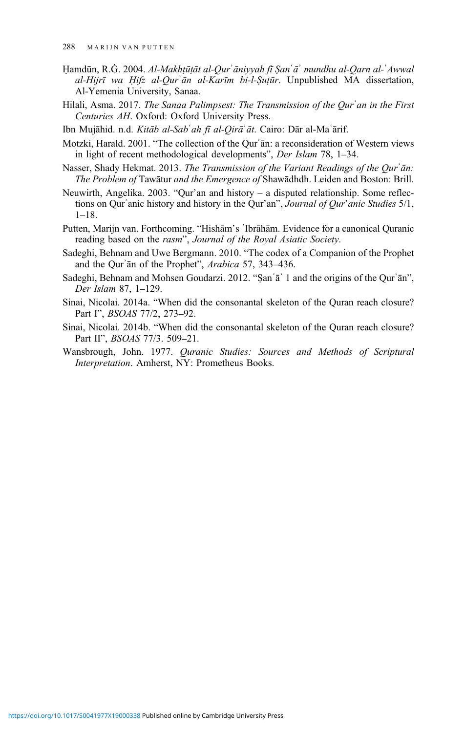Ḥamdūn, R.Ġ. 2004. *Al-Makhṭūṭāt al-Qurʾāniyyah fī Ṣanʿāʾ mundhu al-Qarn al-ʾAwwal al-Hijrī wa Ḥifẓ al-Qurʾān al-Karīm bi-l-Ṣuṭūr*. Unpublished MA dissertation, Al-Yemenia University, Sanaa.

Hilali, Asma. 2017. *The Sanaa Palimpsest: The Transmission of the Qurʾan in the First Centuries AH*. Oxford: Oxford University Press.

Ibn Mujāhid. n.d. *Kitāb al-Sabʿah fī al-Qirāʾāt*. Cairo: Dār al-Maʿārif.

Motzki, Harald. 2001. "The collection of the Qurʾān: a reconsideration of Western views in light of recent methodological developments", *Der Islam* 78, 1–34.

Nasser, Shady Hekmat. 2013. *The Transmission of the Variant Readings of the Qurʾān: The Problem of* Tawātur *and the Emergence of* Shawādhdh. Leiden and Boston: Brill.

Neuwirth, Angelika. 2003. "Qur'an and history – a disputed relationship. Some reflections on Qurʾanic history and history in the Qur'an", *Journal of Qurʾanic Studies* 5/1, 1–18.

Putten, Marijn van. Forthcoming. "Hishām's ʾIbrāhām. Evidence for a canonical Quranic reading based on the *rasm*", *Journal of the Royal Asiatic Society*.

Sadeghi, Behnam and Uwe Bergmann. 2010. "The codex of a Companion of the Prophet and the Qurʾān of the Prophet", *Arabica* 57, 343–436.

Sadeghi, Behnam and Mohsen Goudarzi. 2012. "Ṣanʿāʾ 1 and the origins of the Qurʾān", *Der Islam* 87, 1–129.

Sinai, Nicolai. 2014a. "When did the consonantal skeleton of the Quran reach closure? Part I", *BSOAS* 77/2, 273–92.

Sinai, Nicolai. 2014b. "When did the consonantal skeleton of the Quran reach closure? Part II", *BSOAS* 77/3. 509–21.

Wansbrough, John. 1977. *Quranic Studies: Sources and Methods of Scriptural Interpretation*. Amherst, NY: Prometheus Books.